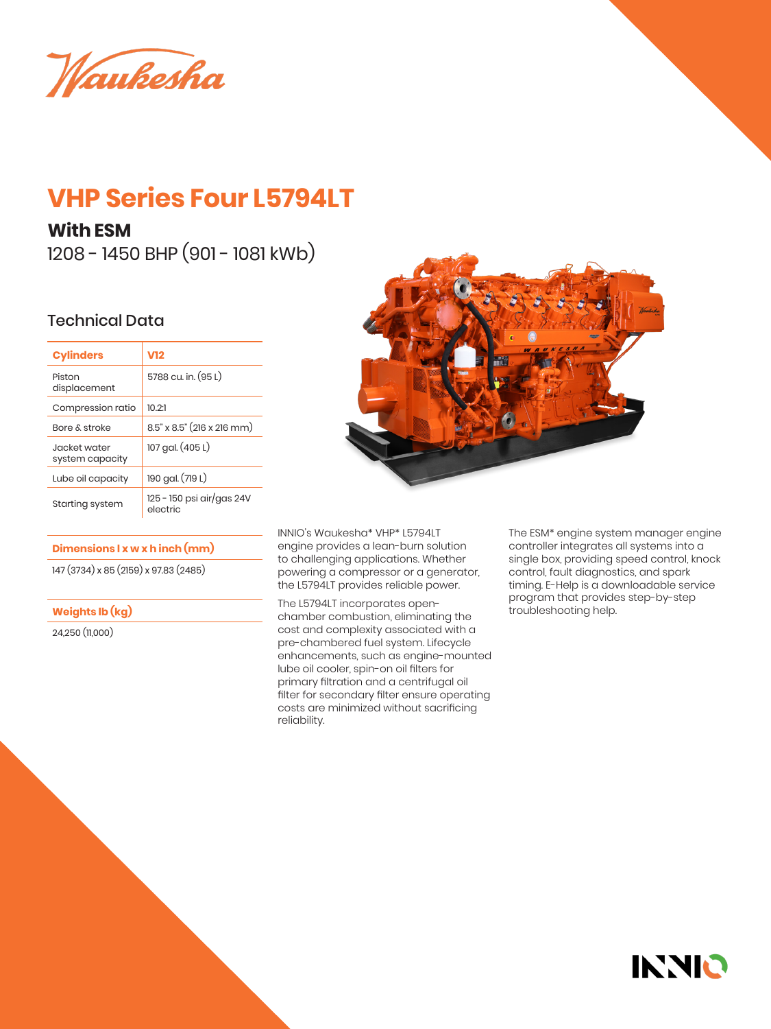# VHP Series Four L5794LT

## With ESM

1208 - 1450 BHP (901 - 1081 kWb)

### Technical Data

| Cylinders | V12 |
|---|---|
| Piston displacement | 5788 cu. in. (95 L) |
| Compression ratio | 10.2:1 |
| Bore & stroke | 8.5" x 8.5" (216 x 216 mm) |
| Jacket water system capacity | 107 gal. (405 L) |
| Lube oil capacity | 190 gal. (719 L) |
| Starting system | 125 - 150 psi air/gas 24V electric |

| Dimensions l x w x h inch (mm) |
|---|
| 147 (3734) x 85 (2159) x 97.83 (2485) |

| Weights lb (kg) |
|---|
| 24,250 (11,000) |

INNIO's Waukesha* VHP* L5794LT engine provides a lean-burn solution to challenging applications. Whether powering a compressor or a generator, the L5794LT provides reliable power.

The L5794LT incorporates open-chamber combustion, eliminating the cost and complexity associated with a pre-chambered fuel system. Lifecycle enhancements, such as engine-mounted lube oil cooler, spin-on oil filters for primary filtration and a centrifugal oil filter for secondary filter ensure operating costs are minimized without sacrificing reliability.

The ESM* engine system manager engine controller integrates all systems into a single box, providing speed control, knock control, fault diagnostics, and spark timing. E-Help is a downloadable service program that provides step-by-step troubleshooting help.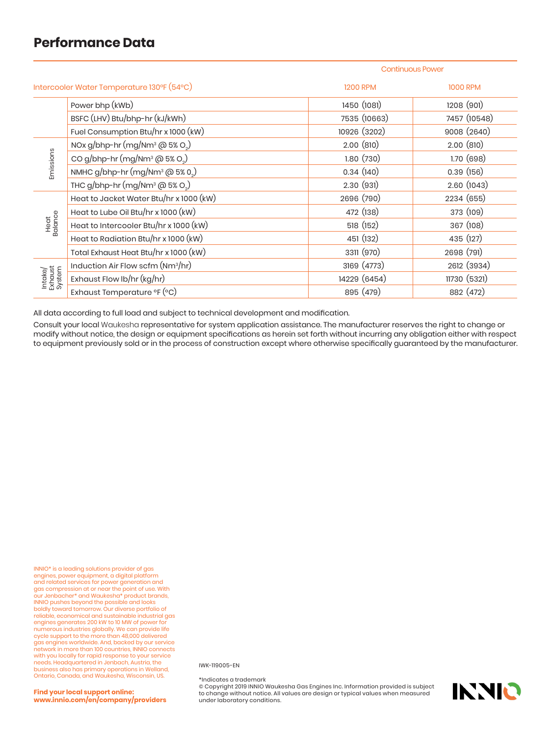# Performance Data

| Intercooler Water Temperature 130°F (54°C) | | Continuous Power 1200 RPM | Continuous Power 1000 RPM |
|---|---|---|---|
| | Power bhp (kWb) | 1450 (1081) | 1208 (901) |
| | BSFC (LHV) Btu/bhp-hr (kJ/kWh) | 7535 (10663) | 7457 (10548) |
| | Fuel Consumption Btu/hr x 1000 (kW) | 10926 (3202) | 9008 (2640) |
| Emissions | NOx g/bhp-hr (mg/Nm³ @ 5% $O_2$) | 2.00 (810) | 2.00 (810) |
| Emissions | CO g/bhp-hr (mg/Nm³ @ 5% $O_2$) | 1.80 (730) | 1.70 (698) |
| Emissions | NMHC g/bhp-hr (mg/Nm³ @ 5% $0_2$) | 0.34 (140) | 0.39 (156) |
| Emissions | THC g/bhp-hr (mg/Nm³ @ 5% $O_2$) | 2.30 (931) | 2.60 (1043) |
| Heat Balance | Heat to Jacket Water Btu/hr x 1000 (kW) | 2696 (790) | 2234 (655) |
| Heat Balance | Heat to Lube Oil Btu/hr x 1000 (kW) | 472 (138) | 373 (109) |
| Heat Balance | Heat to Intercooler Btu/hr x 1000 (kW) | 518 (152) | 367 (108) |
| Heat Balance | Heat to Radiation Btu/hr x 1000 (kW) | 451 (132) | 435 (127) |
| Heat Balance | Total Exhaust Heat Btu/hr x 1000 (kW) | 3311 (970) | 2698 (791) |
| Intake/ Exhaust System | Induction Air Flow scfm (Nm³/hr) | 3169 (4773) | 2612 (3934) |
| Intake/ Exhaust System | Exhaust Flow lb/hr (kg/hr) | 14229 (6454) | 11730 (5321) |
| Intake/ Exhaust System | Exhaust Temperature °F (°C) | 895 (479) | 882 (472) |

All data according to full load and subject to technical development and modification.

Consult your local Waukesha representative for system application assistance. The manufacturer reserves the right to change or modify without notice, the design or equipment specifications as herein set forth without incurring any obligation either with respect to equipment previously sold or in the process of construction except where otherwise specifically guaranteed by the manufacturer.

INNIO* is a leading solutions provider of gas engines, power equipment, a digital platform and related services for power generation and gas compression at or near the point of use. With our Jenbacher* and Waukesha* product brands, INNIO pushes beyond the possible and looks boldly toward tomorrow. Our diverse portfolio of reliable, economical and sustainable industrial gas engines generates 200 kW to 10 MW of power for numerous industries globally. We can provide life cycle support to the more than 48,000 delivered gas engines worldwide. And, backed by our service network in more than 100 countries, INNIO connects with you locally for rapid response to your service needs. Headquartered in Jenbach, Austria, the business also has primary operations in Welland, Ontario, Canada, and Waukesha, Wisconsin, US.

**Find your local support online:**
**www.innio.com/en/company/providers**

IWK-119005-EN

*Indicates a trademark
© Copyright 2019 INNIO Waukesha Gas Engines Inc. Information provided is subject to change without notice. All values are design or typical values when measured under laboratory conditions.